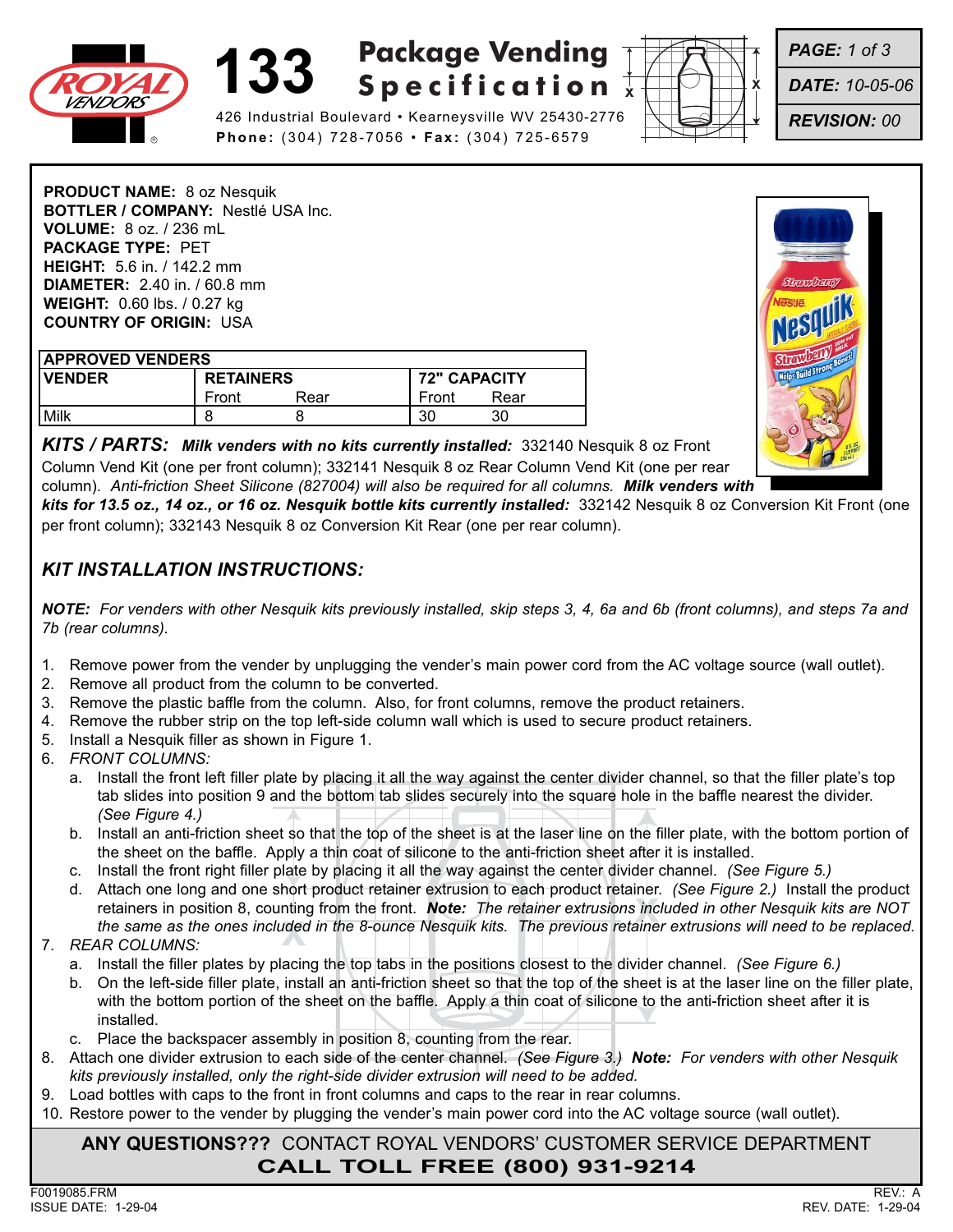# 133 Package Vending Specification

426 Industrial Boulevard • Kearneysville WV 25430-2776
**Phone:** (304) 728-7056 • **Fax:** (304) 725-6579

***PAGE:*** *1 of 3*
***DATE:*** *10-05-06*
***REVISION:*** *00*

**PRODUCT NAME:** 8 oz Nesquik
**BOTTLER / COMPANY:** Nestlé USA Inc.
**VOLUME:** 8 oz. / 236 mL
**PACKAGE TYPE:** PET
**HEIGHT:** 5.6 in. / 142.2 mm
**DIAMETER:** 2.40 in. / 60.8 mm
**WEIGHT:** 0.60 lbs. / 0.27 kg
**COUNTRY OF ORIGIN:** USA

| APPROVED VENDERS | | | | |
|---|---|---|---|---|
| **VENDER** | **RETAINERS** | | **72" CAPACITY** | |
| | Front | Rear | Front | Rear |
| Milk | 8 | 8 | 30 | 30 |

***KITS / PARTS:*** ***Milk venders with no kits currently installed:*** 332140 Nesquik 8 oz Front Column Vend Kit (one per front column); 332141 Nesquik 8 oz Rear Column Vend Kit (one per rear column). *Anti-friction Sheet Silicone (827004) will also be required for all columns.* ***Milk venders with kits for 13.5 oz., 14 oz., or 16 oz. Nesquik bottle kits currently installed:*** 332142 Nesquik 8 oz Conversion Kit Front (one per front column); 332143 Nesquik 8 oz Conversion Kit Rear (one per rear column).

## *KIT INSTALLATION INSTRUCTIONS:*

***NOTE:*** *For venders with other Nesquik kits previously installed, skip steps 3, 4, 6a and 6b (front columns), and steps 7a and 7b (rear columns).*

1. Remove power from the vender by unplugging the vender's main power cord from the AC voltage source (wall outlet).
2. Remove all product from the column to be converted.
3. Remove the plastic baffle from the column. Also, for front columns, remove the product retainers.
4. Remove the rubber strip on the top left-side column wall which is used to secure product retainers.
5. Install a Nesquik filler as shown in Figure 1.
6. *FRONT COLUMNS:*
   a. Install the front left filler plate by placing it all the way against the center divider channel, so that the filler plate's top tab slides into position 9 and the bottom tab slides securely into the square hole in the baffle nearest the divider. *(See Figure 4.)*
   b. Install an anti-friction sheet so that the top of the sheet is at the laser line on the filler plate, with the bottom portion of the sheet on the baffle. Apply a thin coat of silicone to the anti-friction sheet after it is installed.
   c. Install the front right filler plate by placing it all the way against the center divider channel. *(See Figure 5.)*
   d. Attach one long and one short product retainer extrusion to each product retainer. *(See Figure 2.)* Install the product retainers in position 8, counting from the front. ***Note:*** *The retainer extrusions included in other Nesquik kits are NOT the same as the ones included in the 8-ounce Nesquik kits. The previous retainer extrusions will need to be replaced.*
7. *REAR COLUMNS:*
   a. Install the filler plates by placing the top tabs in the positions closest to the divider channel. *(See Figure 6.)*
   b. On the left-side filler plate, install an anti-friction sheet so that the top of the sheet is at the laser line on the filler plate, with the bottom portion of the sheet on the baffle. Apply a thin coat of silicone to the anti-friction sheet after it is installed.
   c. Place the backspacer assembly in position 8, counting from the rear.
8. Attach one divider extrusion to each side of the center channel. *(See Figure 3.)* ***Note:*** *For venders with other Nesquik kits previously installed, only the right-side divider extrusion will need to be added.*
9. Load bottles with caps to the front in front columns and caps to the rear in rear columns.
10. Restore power to the vender by plugging the vender's main power cord into the AC voltage source (wall outlet).

**ANY QUESTIONS???** CONTACT ROYAL VENDORS' CUSTOMER SERVICE DEPARTMENT
**CALL TOLL FREE (800) 931-9214**

F0019085.FRM
ISSUE DATE: 1-29-04
REV.: A
REV. DATE: 1-29-04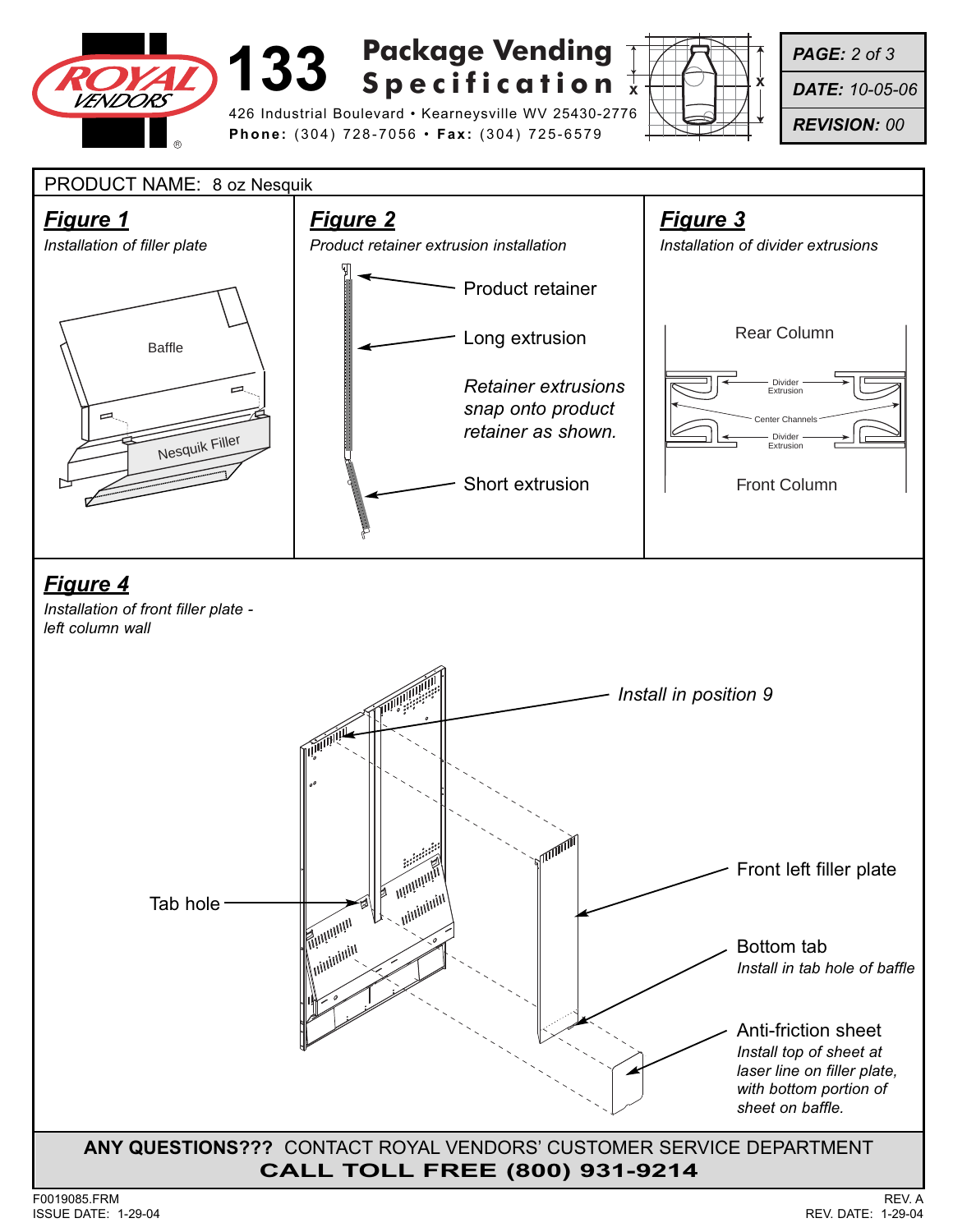# 133 Package Vending Specification

ROYAL VENDORS

426 Industrial Boulevard • Kearneysville WV 25430-2776
**Phone:** (304) 728-7056 • **Fax:** (304) 725-6579

***PAGE:** 2 of 3*
***DATE:** 10-05-06*
***REVISION:** 00*

PRODUCT NAME: 8 oz Nesquik

## *Figure 1*

*Installation of filler plate*

Baffle

Nesquik Filler

## *Figure 2*

*Product retainer extrusion installation*

Product retainer

Long extrusion

*Retainer extrusions snap onto product retainer as shown.*

Short extrusion

## *Figure 3*

*Installation of divider extrusions*

Rear Column

Divider Extrusion

Center Channels

Divider Extrusion

Front Column

## *Figure 4*

*Installation of front filler plate - left column wall*

*Install in position 9*

Front left filler plate

Tab hole

Bottom tab
*Install in tab hole of baffle*

Anti-friction sheet
*Install top of sheet at laser line on filler plate, with bottom portion of sheet on baffle.*

**ANY QUESTIONS???** CONTACT ROYAL VENDORS' CUSTOMER SERVICE DEPARTMENT
**CALL TOLL FREE (800) 931-9214**

F0019085.FRM
ISSUE DATE: 1-29-04

REV. A
REV. DATE: 1-29-04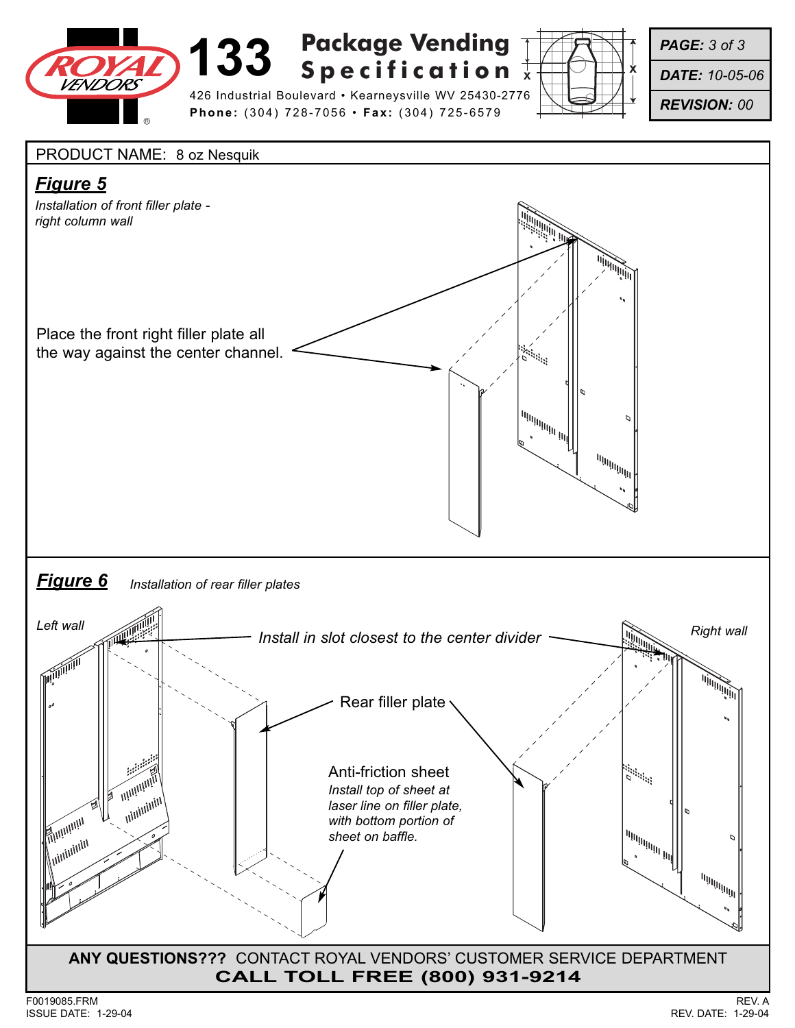# 133 Package Vending Specification

426 Industrial Boulevard • Kearneysville WV 25430-2776
**Phone:** (304) 728-7056 • **Fax:** (304) 725-6579

**PAGE:** *3 of 3*
**DATE:** *10-05-06*
**REVISION:** *00*

PRODUCT NAME: 8 oz Nesquik

## Figure 5

*Installation of front filler plate - right column wall*

Place the front right filler plate all the way against the center channel.

## Figure 6

*Installation of rear filler plates*

*Left wall*

*Right wall*

*Install in slot closest to the center divider*

Rear filler plate

Anti-friction sheet
*Install top of sheet at laser line on filler plate, with bottom portion of sheet on baffle.*

**ANY QUESTIONS???** CONTACT ROYAL VENDORS' CUSTOMER SERVICE DEPARTMENT
**CALL TOLL FREE (800) 931-9214**

F0019085.FRM
ISSUE DATE: 1-29-04

REV. A
REV. DATE: 1-29-04